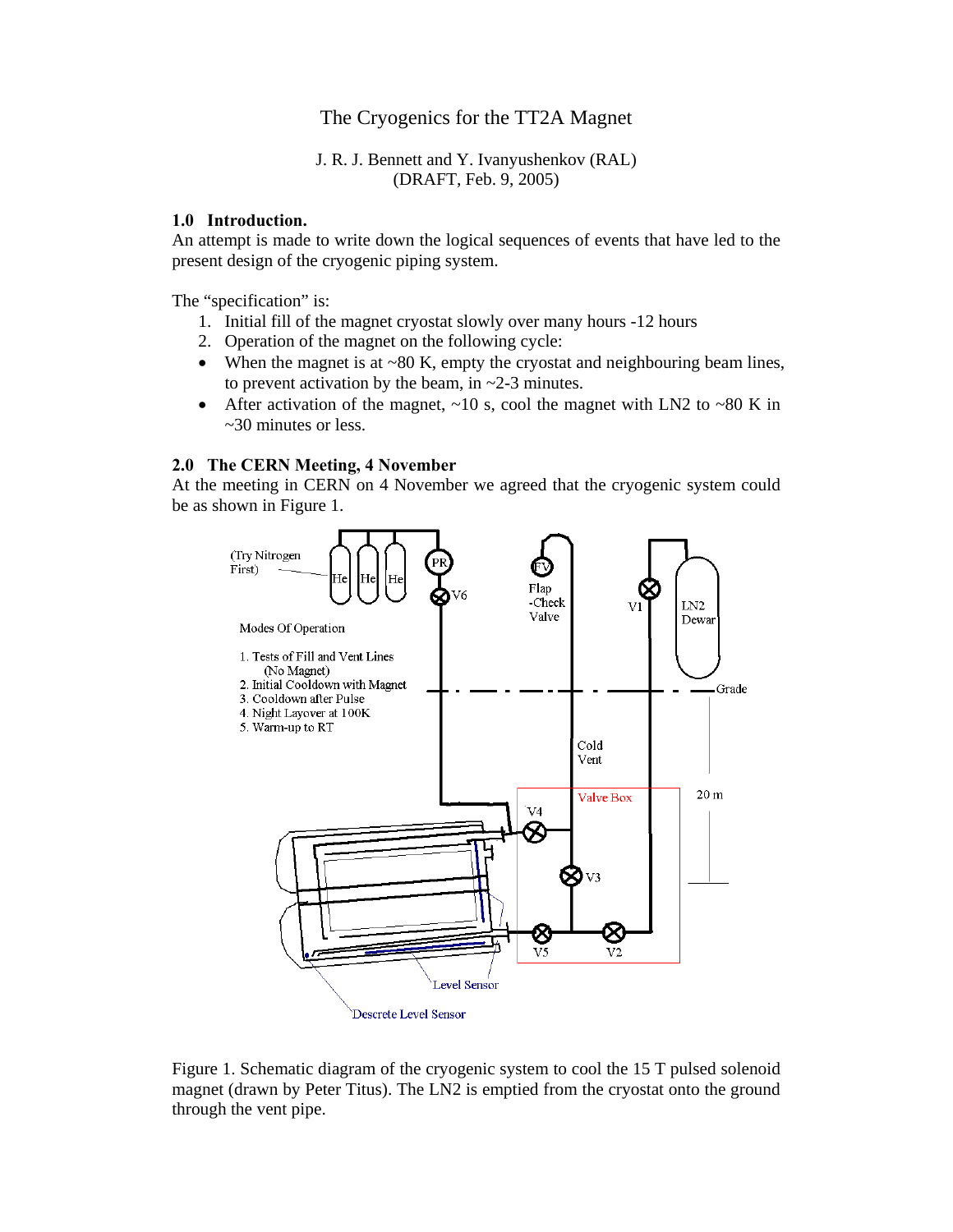# The Cryogenics for the TT2A Magnet

J. R. J. Bennett and Y. Ivanyushenkov (RAL)
(DRAFT, Feb. 9, 2005)

## 1.0 Introduction.

An attempt is made to write down the logical sequences of events that have led to the present design of the cryogenic piping system.

The "specification" is:

1. Initial fill of the magnet cryostat slowly over many hours -12 hours
2. Operation of the magnet on the following cycle:

- When the magnet is at ~80 K, empty the cryostat and neighbouring beam lines, to prevent activation by the beam, in ~2-3 minutes.
- After activation of the magnet, ~10 s, cool the magnet with LN2 to ~80 K in ~30 minutes or less.

## 2.0 The CERN Meeting, 4 November

At the meeting in CERN on 4 November we agreed that the cryogenic system could be as shown in Figure 1.

Figure 1. Schematic diagram of the cryogenic system to cool the 15 T pulsed solenoid magnet (drawn by Peter Titus). The LN2 is emptied from the cryostat onto the ground through the vent pipe.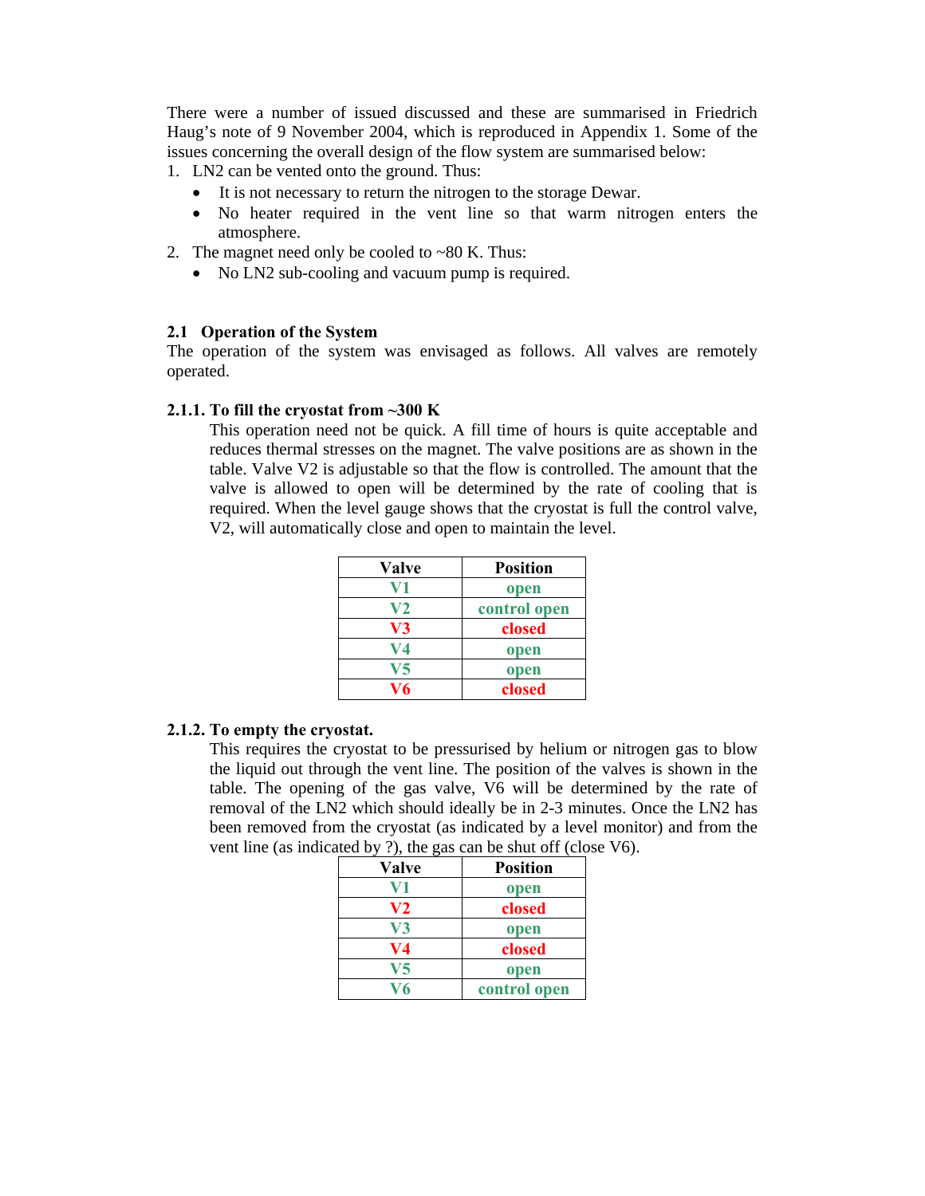There were a number of issued discussed and these are summarised in Friedrich Haug's note of 9 November 2004, which is reproduced in Appendix 1. Some of the issues concerning the overall design of the flow system are summarised below:

1. LN2 can be vented onto the ground. Thus:
   - It is not necessary to return the nitrogen to the storage Dewar.
   - No heater required in the vent line so that warm nitrogen enters the atmosphere.
2. The magnet need only be cooled to ~80 K. Thus:
   - No LN2 sub-cooling and vacuum pump is required.

## 2.1 Operation of the System

The operation of the system was envisaged as follows. All valves are remotely operated.

### 2.1.1. To fill the cryostat from ~300 K

This operation need not be quick. A fill time of hours is quite acceptable and reduces thermal stresses on the magnet. The valve positions are as shown in the table. Valve V2 is adjustable so that the flow is controlled. The amount that the valve is allowed to open will be determined by the rate of cooling that is required. When the level gauge shows that the cryostat is full the control valve, V2, will automatically close and open to maintain the level.

| Valve | Position |
|---|---|
| V1 | open |
| V2 | control open |
| V3 | closed |
| V4 | open |
| V5 | open |
| V6 | closed |

### 2.1.2. To empty the cryostat.

This requires the cryostat to be pressurised by helium or nitrogen gas to blow the liquid out through the vent line. The position of the valves is shown in the table. The opening of the gas valve, V6 will be determined by the rate of removal of the LN2 which should ideally be in 2-3 minutes. Once the LN2 has been removed from the cryostat (as indicated by a level monitor) and from the vent line (as indicated by ?), the gas can be shut off (close V6).

| Valve | Position |
|---|---|
| V1 | open |
| V2 | closed |
| V3 | open |
| V4 | closed |
| V5 | open |
| V6 | control open |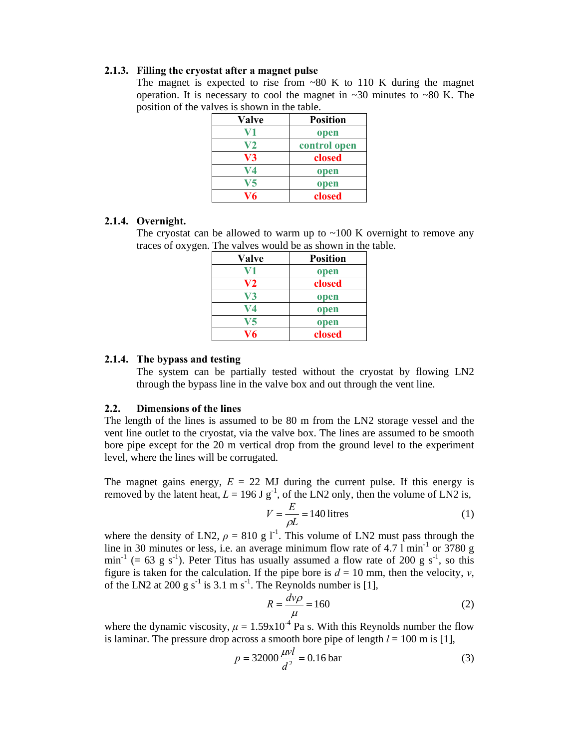### 2.1.3. Filling the cryostat after a magnet pulse

The magnet is expected to rise from ~80 K to 110 K during the magnet operation. It is necessary to cool the magnet in ~30 minutes to ~80 K. The position of the valves is shown in the table.

| Valve | Position |
| --- | --- |
| V1 | open |
| V2 | control open |
| V3 | closed |
| V4 | open |
| V5 | open |
| V6 | closed |

### 2.1.4. Overnight.

The cryostat can be allowed to warm up to ~100 K overnight to remove any traces of oxygen. The valves would be as shown in the table.

| Valve | Position |
| --- | --- |
| V1 | open |
| V2 | closed |
| V3 | open |
| V4 | open |
| V5 | open |
| V6 | closed |

### 2.1.4. The bypass and testing

The system can be partially tested without the cryostat by flowing LN2 through the bypass line in the valve box and out through the vent line.

## 2.2. Dimensions of the lines

The length of the lines is assumed to be 80 m from the LN2 storage vessel and the vent line outlet to the cryostat, via the valve box. The lines are assumed to be smooth bore pipe except for the 20 m vertical drop from the ground level to the experiment level, where the lines will be corrugated.

The magnet gains energy, $E$ = 22 MJ during the current pulse. If this energy is removed by the latent heat, $L$ = 196 J g$^{-1}$, of the LN2 only, then the volume of LN2 is,

$$V = \frac{E}{\rho L} = 140 \text{ litres} \tag{1}$$

where the density of LN2, $\rho$ = 810 g l$^{-1}$. This volume of LN2 must pass through the line in 30 minutes or less, i.e. an average minimum flow rate of 4.7 l min$^{-1}$ or 3780 g min$^{-1}$ (= 63 g s$^{-1}$). Peter Titus has usually assumed a flow rate of 200 g s$^{-1}$, so this figure is taken for the calculation. If the pipe bore is $d$ = 10 mm, then the velocity, $v$, of the LN2 at 200 g s$^{-1}$ is 3.1 m s$^{-1}$. The Reynolds number is [1],

$$R = \frac{dv\rho}{\mu} = 160 \tag{2}$$

where the dynamic viscosity, $\mu$ = 1.59x10$^{-4}$ Pa s. With this Reynolds number the flow is laminar. The pressure drop across a smooth bore pipe of length $l$ = 100 m is [1],

$$p = 32000\frac{\mu v l}{d^2} = 0.16 \text{ bar} \tag{3}$$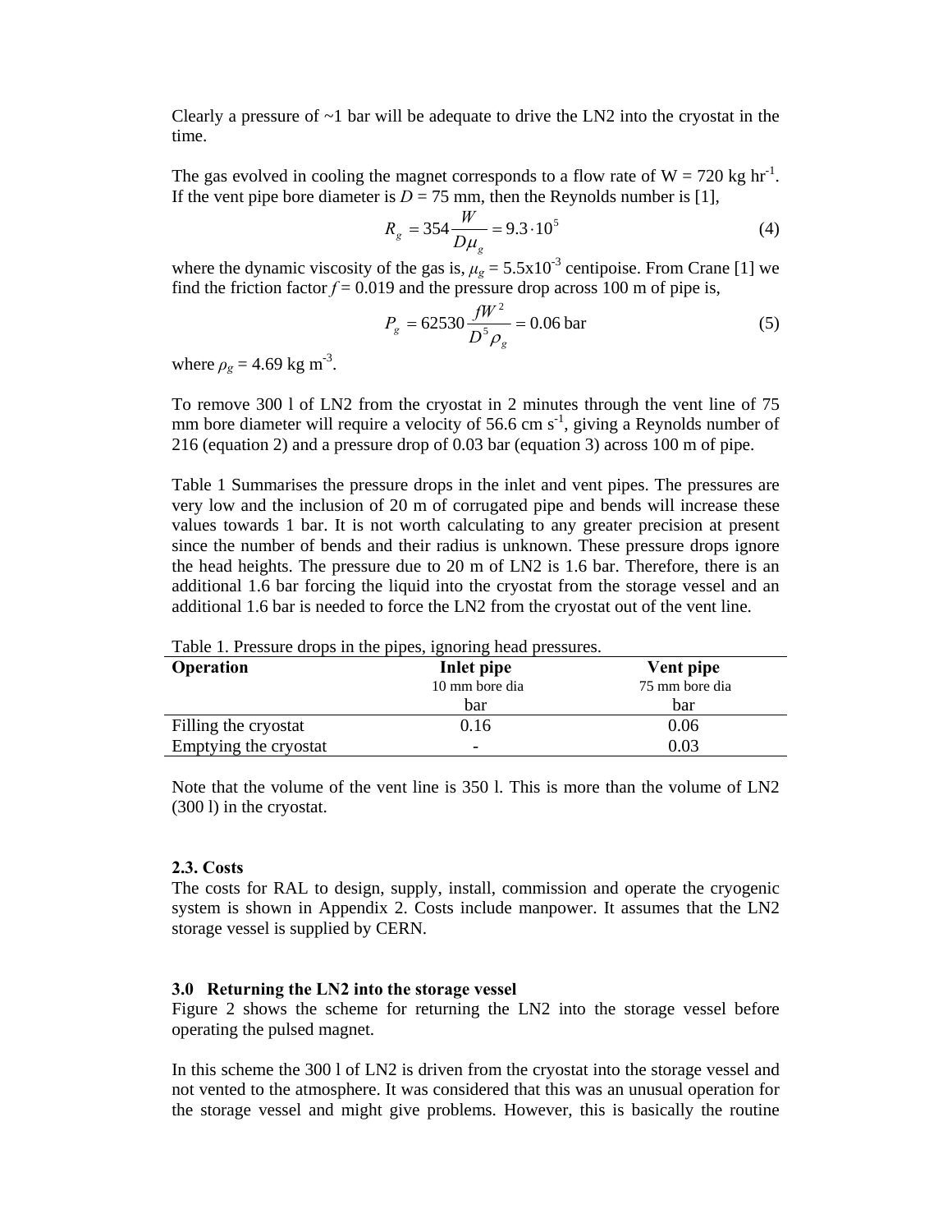Clearly a pressure of ~1 bar will be adequate to drive the LN2 into the cryostat in the time.

The gas evolved in cooling the magnet corresponds to a flow rate of W = 720 kg hr$^{-1}$. If the vent pipe bore diameter is $D$ = 75 mm, then the Reynolds number is [1],

$$R_g = 354 \frac{W}{D\mu_g} = 9.3 \cdot 10^5 \tag{4}$$

where the dynamic viscosity of the gas is, $\mu_g = 5.5\text{x}10^{-3}$ centipoise. From Crane [1] we find the friction factor $f$ = 0.019 and the pressure drop across 100 m of pipe is,

$$P_g = 62530 \frac{fW^2}{D^5 \rho_g} = 0.06 \text{ bar} \tag{5}$$

where $\rho_g$ = 4.69 kg m$^{-3}$.

To remove 300 l of LN2 from the cryostat in 2 minutes through the vent line of 75 mm bore diameter will require a velocity of 56.6 cm s$^{-1}$, giving a Reynolds number of 216 (equation 2) and a pressure drop of 0.03 bar (equation 3) across 100 m of pipe.

Table 1 Summarises the pressure drops in the inlet and vent pipes. The pressures are very low and the inclusion of 20 m of corrugated pipe and bends will increase these values towards 1 bar. It is not worth calculating to any greater precision at present since the number of bends and their radius is unknown. These pressure drops ignore the head heights. The pressure due to 20 m of LN2 is 1.6 bar. Therefore, there is an additional 1.6 bar forcing the liquid into the cryostat from the storage vessel and an additional 1.6 bar is needed to force the LN2 from the cryostat out of the vent line.

Table 1. Pressure drops in the pipes, ignoring head pressures.

| **Operation** | **Inlet pipe** 10 mm bore dia bar | **Vent pipe** 75 mm bore dia bar |
|---|---|---|
| Filling the cryostat | 0.16 | 0.06 |
| Emptying the cryostat | - | 0.03 |

Note that the volume of the vent line is 350 l. This is more than the volume of LN2 (300 l) in the cryostat.

### 2.3. Costs

The costs for RAL to design, supply, install, commission and operate the cryogenic system is shown in Appendix 2. Costs include manpower. It assumes that the LN2 storage vessel is supplied by CERN.

## 3.0 Returning the LN2 into the storage vessel

Figure 2 shows the scheme for returning the LN2 into the storage vessel before operating the pulsed magnet.

In this scheme the 300 l of LN2 is driven from the cryostat into the storage vessel and not vented to the atmosphere. It was considered that this was an unusual operation for the storage vessel and might give problems. However, this is basically the routine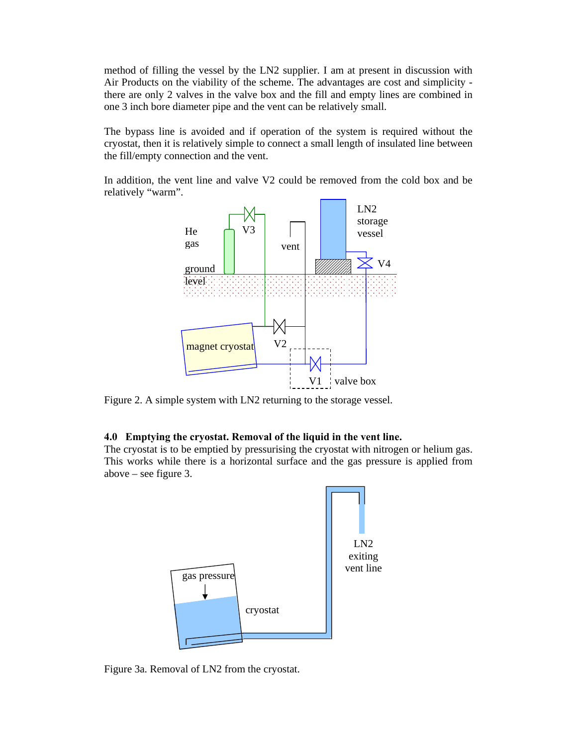method of filling the vessel by the LN2 supplier. I am at present in discussion with Air Products on the viability of the scheme. The advantages are cost and simplicity - there are only 2 valves in the valve box and the fill and empty lines are combined in one 3 inch bore diameter pipe and the vent can be relatively small.

The bypass line is avoided and if operation of the system is required without the cryostat, then it is relatively simple to connect a small length of insulated line between the fill/empty connection and the vent.

In addition, the vent line and valve V2 could be removed from the cold box and be relatively "warm".

Figure 2. A simple system with LN2 returning to the storage vessel.

**4.0 Emptying the cryostat. Removal of the liquid in the vent line.**

The cryostat is to be emptied by pressurising the cryostat with nitrogen or helium gas. This works while there is a horizontal surface and the gas pressure is applied from above – see figure 3.

Figure 3a. Removal of LN2 from the cryostat.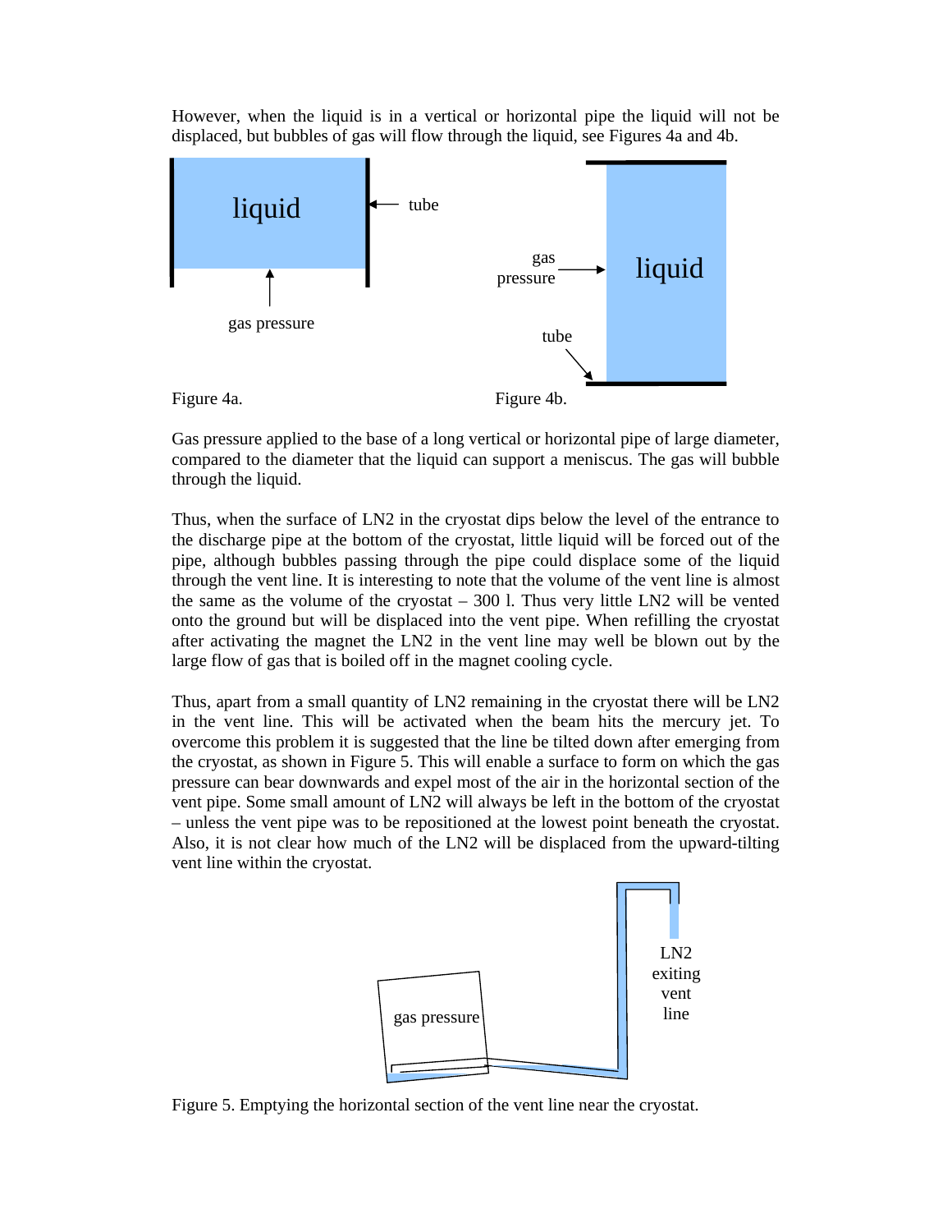However, when the liquid is in a vertical or horizontal pipe the liquid will not be displaced, but bubbles of gas will flow through the liquid, see Figures 4a and 4b.

Figure 4a.

Figure 4b.

Gas pressure applied to the base of a long vertical or horizontal pipe of large diameter, compared to the diameter that the liquid can support a meniscus. The gas will bubble through the liquid.

Thus, when the surface of LN2 in the cryostat dips below the level of the entrance to the discharge pipe at the bottom of the cryostat, little liquid will be forced out of the pipe, although bubbles passing through the pipe could displace some of the liquid through the vent line. It is interesting to note that the volume of the vent line is almost the same as the volume of the cryostat – 300 l. Thus very little LN2 will be vented onto the ground but will be displaced into the vent pipe. When refilling the cryostat after activating the magnet the LN2 in the vent line may well be blown out by the large flow of gas that is boiled off in the magnet cooling cycle.

Thus, apart from a small quantity of LN2 remaining in the cryostat there will be LN2 in the vent line. This will be activated when the beam hits the mercury jet. To overcome this problem it is suggested that the line be tilted down after emerging from the cryostat, as shown in Figure 5. This will enable a surface to form on which the gas pressure can bear downwards and expel most of the air in the horizontal section of the vent pipe. Some small amount of LN2 will always be left in the bottom of the cryostat – unless the vent pipe was to be repositioned at the lowest point beneath the cryostat. Also, it is not clear how much of the LN2 will be displaced from the upward-tilting vent line within the cryostat.

Figure 5. Emptying the horizontal section of the vent line near the cryostat.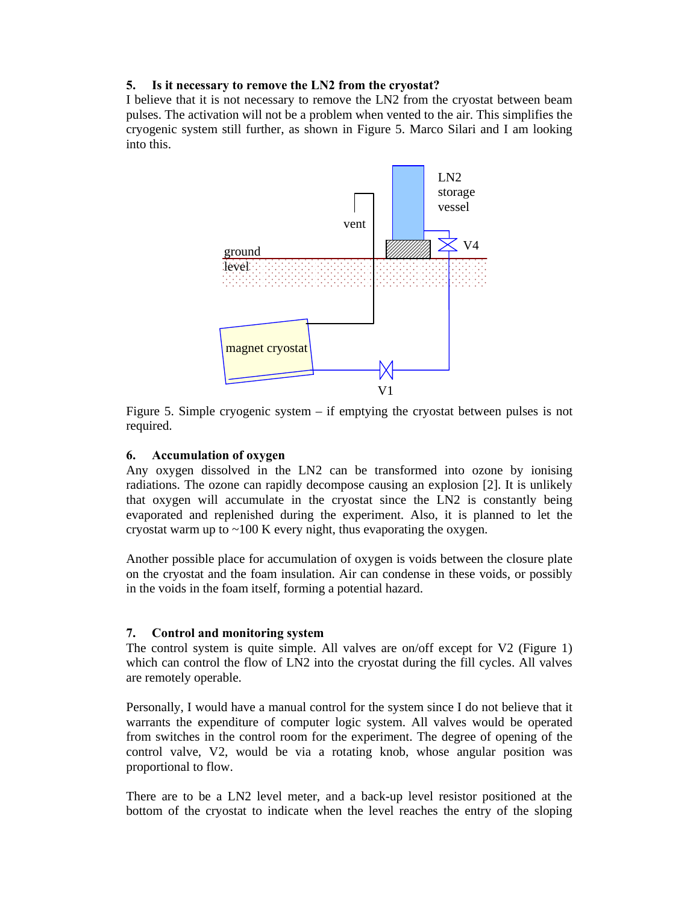**5. Is it necessary to remove the LN2 from the cryostat?**

I believe that it is not necessary to remove the LN2 from the cryostat between beam pulses. The activation will not be a problem when vented to the air. This simplifies the cryogenic system still further, as shown in Figure 5. Marco Silari and I am looking into this.

Figure 5. Simple cryogenic system – if emptying the cryostat between pulses is not required.

**6. Accumulation of oxygen**

Any oxygen dissolved in the LN2 can be transformed into ozone by ionising radiations. The ozone can rapidly decompose causing an explosion [2]. It is unlikely that oxygen will accumulate in the cryostat since the LN2 is constantly being evaporated and replenished during the experiment. Also, it is planned to let the cryostat warm up to ~100 K every night, thus evaporating the oxygen.

Another possible place for accumulation of oxygen is voids between the closure plate on the cryostat and the foam insulation. Air can condense in these voids, or possibly in the voids in the foam itself, forming a potential hazard.

**7. Control and monitoring system**

The control system is quite simple. All valves are on/off except for V2 (Figure 1) which can control the flow of LN2 into the cryostat during the fill cycles. All valves are remotely operable.

Personally, I would have a manual control for the system since I do not believe that it warrants the expenditure of computer logic system. All valves would be operated from switches in the control room for the experiment. The degree of opening of the control valve, V2, would be via a rotating knob, whose angular position was proportional to flow.

There are to be a LN2 level meter, and a back-up level resistor positioned at the bottom of the cryostat to indicate when the level reaches the entry of the sloping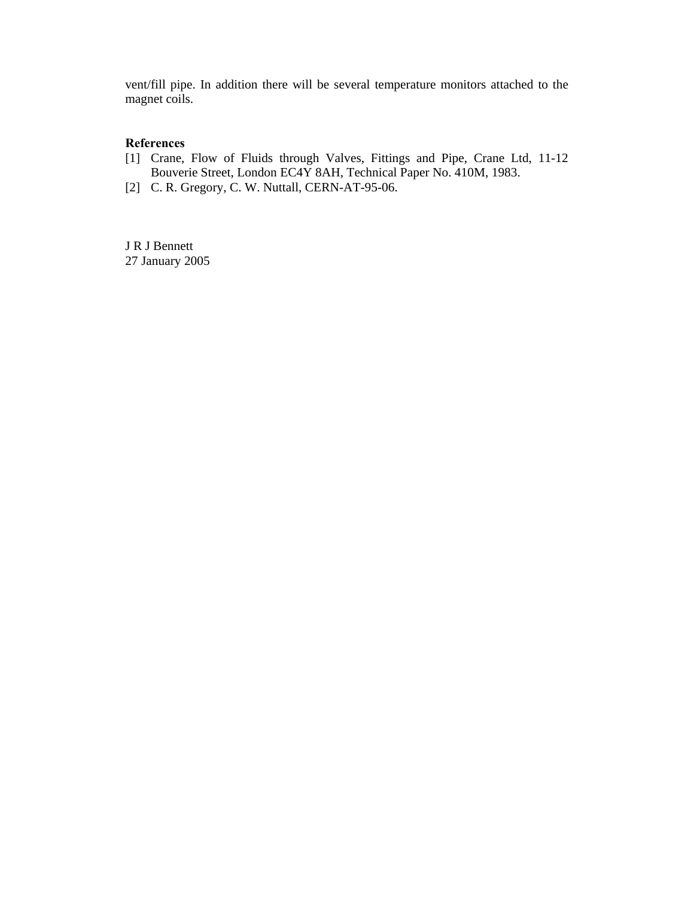vent/fill pipe. In addition there will be several temperature monitors attached to the magnet coils.

**References**

[1] Crane, Flow of Fluids through Valves, Fittings and Pipe, Crane Ltd, 11-12 Bouverie Street, London EC4Y 8AH, Technical Paper No. 410M, 1983.

[2] C. R. Gregory, C. W. Nuttall, CERN-AT-95-06.

J R J Bennett
27 January 2005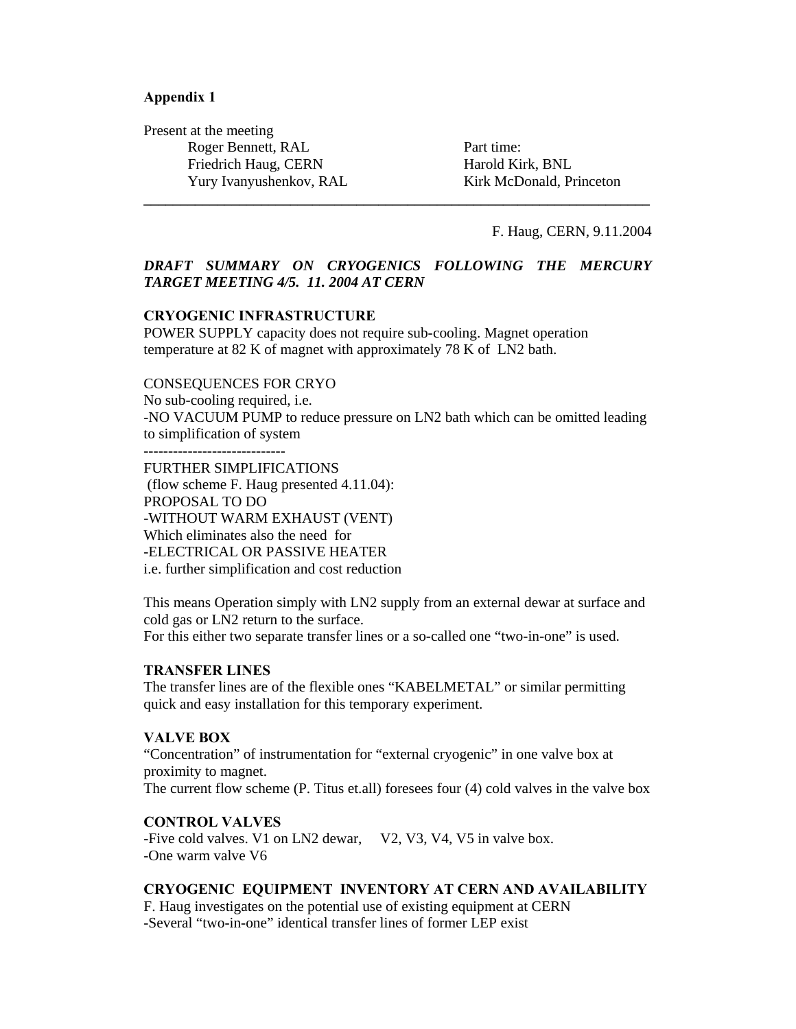**Appendix 1**

Present at the meeting

| | |
|---|---|
| Roger Bennett, RAL | Part time: |
| Friedrich Haug, CERN | Harold Kirk, BNL |
| Yury Ivanyushenkov, RAL | Kirk McDonald, Princeton |

---

F. Haug, CERN, 9.11.2004

***DRAFT SUMMARY ON CRYOGENICS FOLLOWING THE MERCURY TARGET MEETING 4/5. 11. 2004 AT CERN***

**CRYOGENIC INFRASTRUCTURE**

POWER SUPPLY capacity does not require sub-cooling. Magnet operation temperature at 82 K of magnet with approximately 78 K of LN2 bath.

CONSEQUENCES FOR CRYO

No sub-cooling required, i.e.

-NO VACUUM PUMP to reduce pressure on LN2 bath which can be omitted leading to simplification of system

-----------------------------

FURTHER SIMPLIFICATIONS

(flow scheme F. Haug presented 4.11.04):

PROPOSAL TO DO

-WITHOUT WARM EXHAUST (VENT)

Which eliminates also the need for

-ELECTRICAL OR PASSIVE HEATER

i.e. further simplification and cost reduction

This means Operation simply with LN2 supply from an external dewar at surface and cold gas or LN2 return to the surface.

For this either two separate transfer lines or a so-called one "two-in-one" is used.

**TRANSFER LINES**

The transfer lines are of the flexible ones "KABELMETAL" or similar permitting quick and easy installation for this temporary experiment.

**VALVE BOX**

"Concentration" of instrumentation for "external cryogenic" in one valve box at proximity to magnet.

The current flow scheme (P. Titus et.all) foresees four (4) cold valves in the valve box

**CONTROL VALVES**

-Five cold valves. V1 on LN2 dewar, V2, V3, V4, V5 in valve box.

-One warm valve V6

**CRYOGENIC EQUIPMENT INVENTORY AT CERN AND AVAILABILITY**

F. Haug investigates on the potential use of existing equipment at CERN

-Several "two-in-one" identical transfer lines of former LEP exist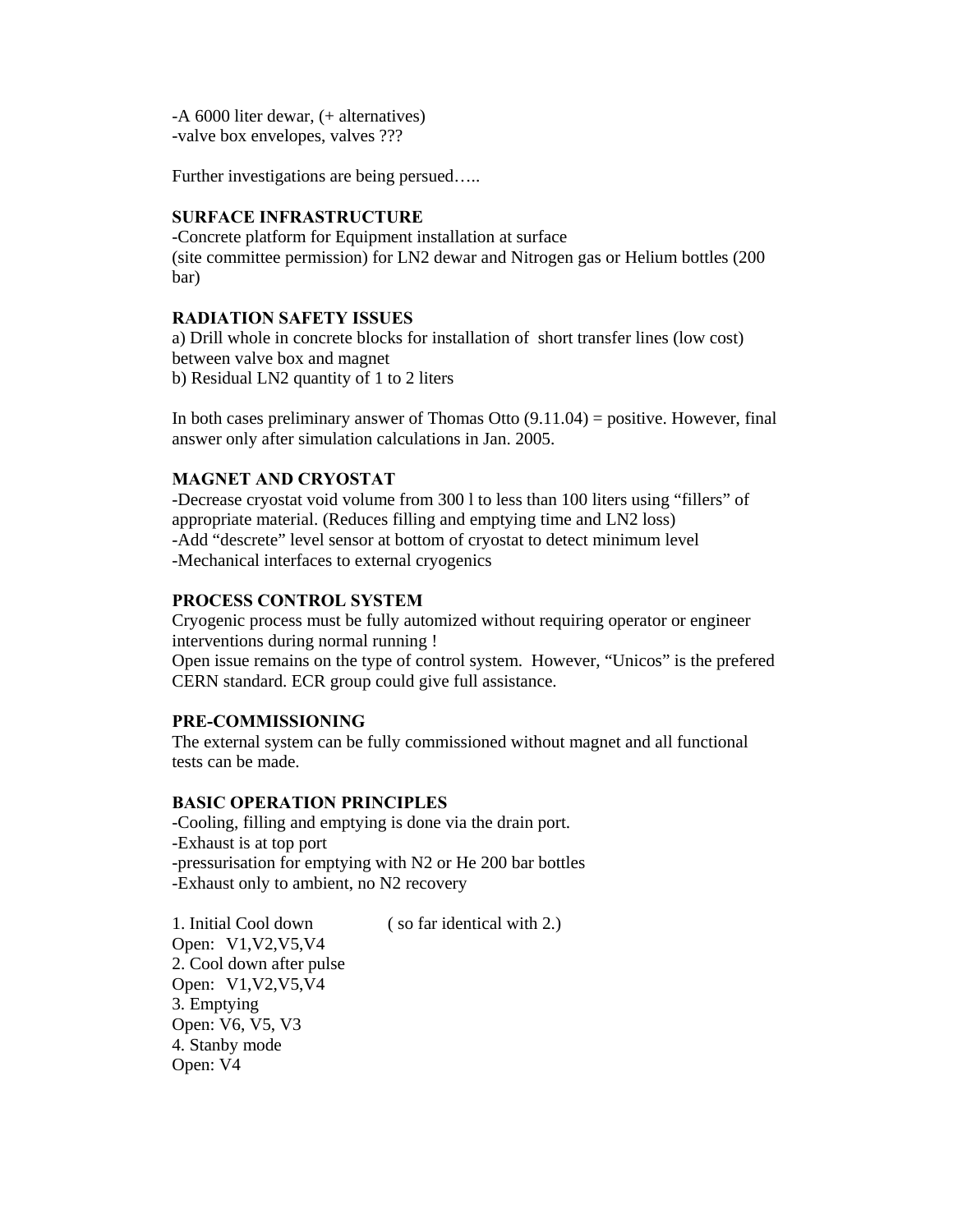-A 6000 liter dewar, (+ alternatives)
-valve box envelopes, valves ???

Further investigations are being persued…..

**SURFACE INFRASTRUCTURE**
-Concrete platform for Equipment installation at surface
(site committee permission) for LN2 dewar and Nitrogen gas or Helium bottles (200 bar)

**RADIATION SAFETY ISSUES**
a) Drill whole in concrete blocks for installation of short transfer lines (low cost) between valve box and magnet
b) Residual LN2 quantity of 1 to 2 liters

In both cases preliminary answer of Thomas Otto (9.11.04) = positive. However, final answer only after simulation calculations in Jan. 2005.

**MAGNET AND CRYOSTAT**
-Decrease cryostat void volume from 300 l to less than 100 liters using "fillers" of appropriate material. (Reduces filling and emptying time and LN2 loss)
-Add "descrete" level sensor at bottom of cryostat to detect minimum level
-Mechanical interfaces to external cryogenics

**PROCESS CONTROL SYSTEM**
Cryogenic process must be fully automized without requiring operator or engineer interventions during normal running !
Open issue remains on the type of control system. However, "Unicos" is the prefered CERN standard. ECR group could give full assistance.

**PRE-COMMISSIONING**
The external system can be fully commissioned without magnet and all functional tests can be made.

**BASIC OPERATION PRINCIPLES**
-Cooling, filling and emptying is done via the drain port.
-Exhaust is at top port
-pressurisation for emptying with N2 or He 200 bar bottles
-Exhaust only to ambient, no N2 recovery

1. Initial Cool down ( so far identical with 2.)
Open: V1,V2,V5,V4
2. Cool down after pulse
Open: V1,V2,V5,V4
3. Emptying
Open: V6, V5, V3
4. Stanby mode
Open: V4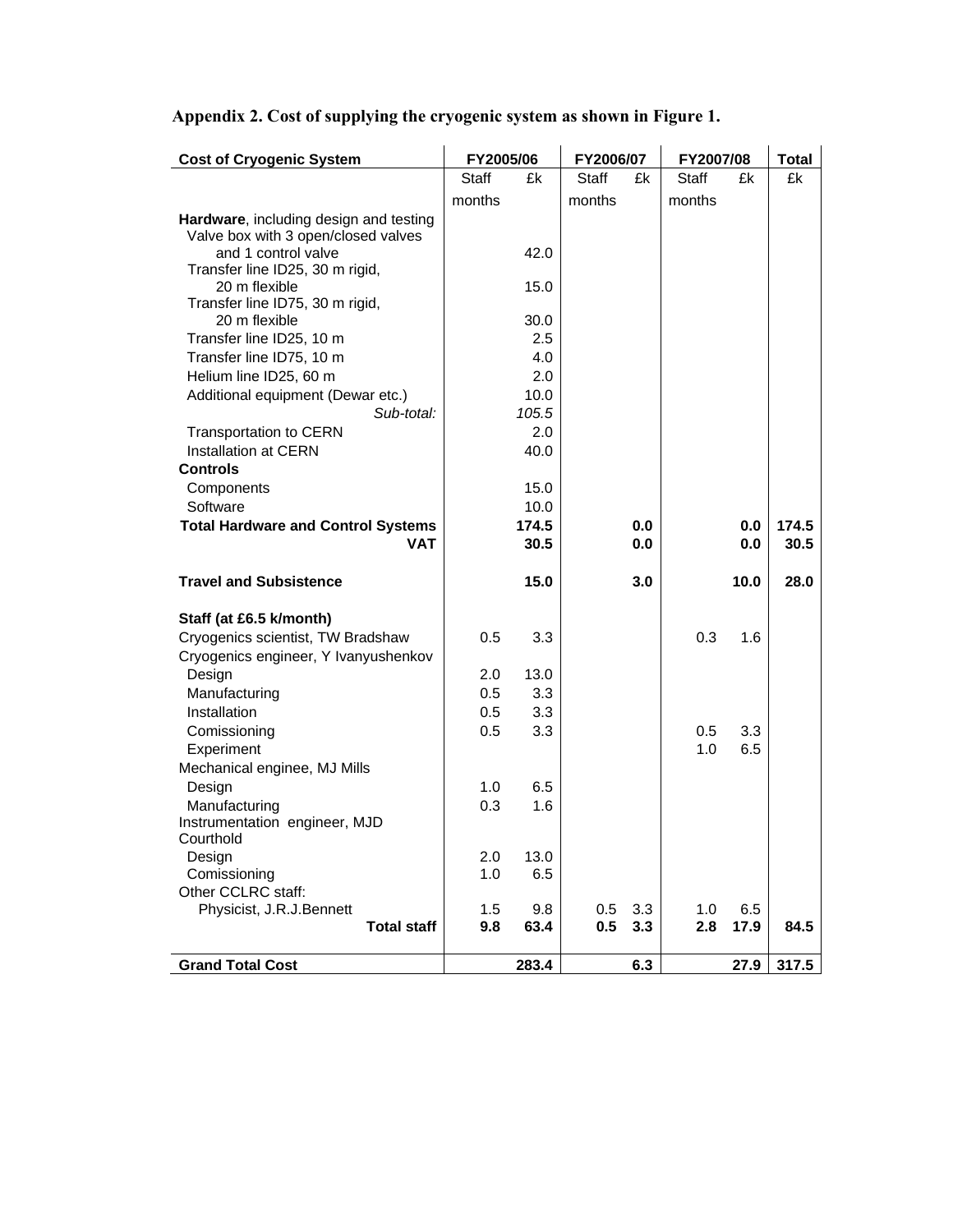**Appendix 2. Cost of supplying the cryogenic system as shown in Figure 1.**

| Cost of Cryogenic System | FY2005/06 | | FY2006/07 | | FY2007/08 | | Total |
|---|---|---|---|---|---|---|---|
| | Staff months | £k | Staff months | £k | Staff months | £k | £k |
| **Hardware**, including design and testing | | | | | | | |
| Valve box with 3 open/closed valves and 1 control valve | | 42.0 | | | | | |
| Transfer line ID25, 30 m rigid, 20 m flexible | | 15.0 | | | | | |
| Transfer line ID75, 30 m rigid, 20 m flexible | | 30.0 | | | | | |
| Transfer line ID25, 10 m | | 2.5 | | | | | |
| Transfer line ID75, 10 m | | 4.0 | | | | | |
| Helium line ID25, 60 m | | 2.0 | | | | | |
| Additional equipment (Dewar etc.) | | 10.0 | | | | | |
| *Sub-total:* | | *105.5* | | | | | |
| Transportation to CERN | | 2.0 | | | | | |
| Installation at CERN | | 40.0 | | | | | |
| **Controls** | | | | | | | |
| Components | | 15.0 | | | | | |
| Software | | 10.0 | | | | | |
| **Total Hardware and Control Systems** | | **174.5** | | **0.0** | | **0.0** | **174.5** |
| **VAT** | | **30.5** | | **0.0** | | **0.0** | **30.5** |
| **Travel and Subsistence** | | **15.0** | | **3.0** | | **10.0** | **28.0** |
| **Staff (at £6.5 k/month)** | | | | | | | |
| Cryogenics scientist, TW Bradshaw | 0.5 | 3.3 | | | 0.3 | 1.6 | |
| Cryogenics engineer, Y Ivanyushenkov | | | | | | | |
| Design | 2.0 | 13.0 | | | | | |
| Manufacturing | 0.5 | 3.3 | | | | | |
| Installation | 0.5 | 3.3 | | | | | |
| Comissioning | 0.5 | 3.3 | | | 0.5 | 3.3 | |
| Experiment | | | | | 1.0 | 6.5 | |
| Mechanical enginee, MJ Mills | | | | | | | |
| Design | 1.0 | 6.5 | | | | | |
| Manufacturing | 0.3 | 1.6 | | | | | |
| Instrumentation engineer, MJD Courthold | | | | | | | |
| Design | 2.0 | 13.0 | | | | | |
| Comissioning | 1.0 | 6.5 | | | | | |
| Other CCLRC staff: | | | | | | | |
| Physicist, J.R.J.Bennett | 1.5 | 9.8 | 0.5 | 3.3 | 1.0 | 6.5 | |
| **Total staff** | **9.8** | **63.4** | **0.5** | **3.3** | **2.8** | **17.9** | **84.5** |
| **Grand Total Cost** | | **283.4** | | **6.3** | | **27.9** | **317.5** |